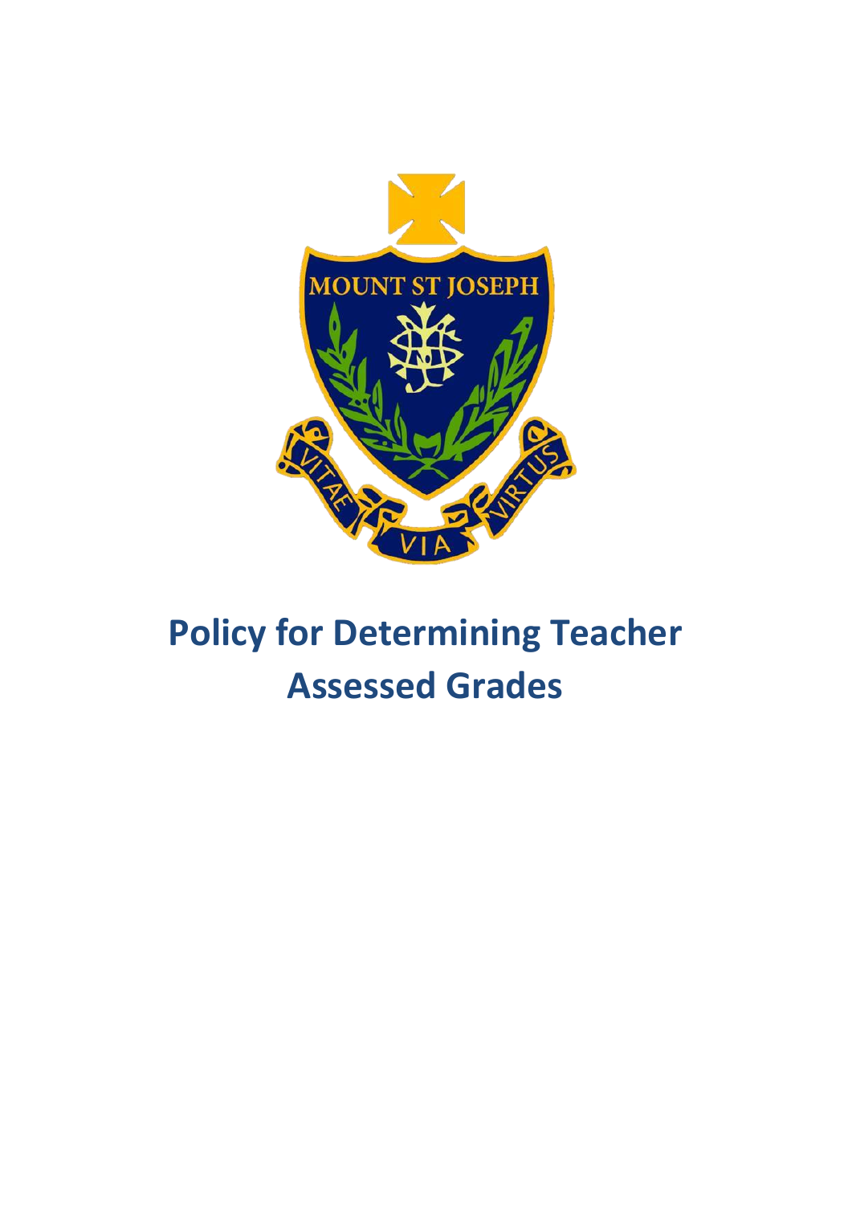# Policy for Determining Teacher Assessed Grades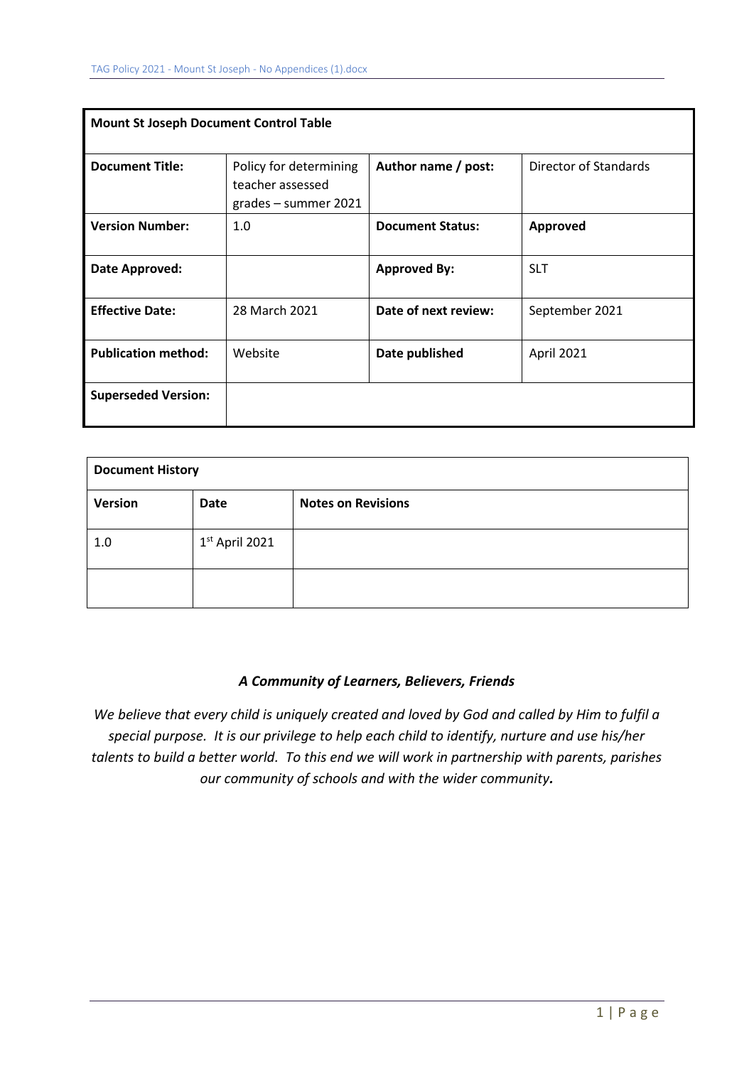| Mount St Joseph Document Control Table | | | |
|---|---|---|---|
| **Document Title:** | Policy for determining teacher assessed grades – summer 2021 | **Author name / post:** | Director of Standards |
| **Version Number:** | 1.0 | **Document Status:** | **Approved** |
| **Date Approved:** | | **Approved By:** | SLT |
| **Effective Date:** | 28 March 2021 | **Date of next review:** | September 2021 |
| **Publication method:** | Website | **Date published** | April 2021 |
| **Superseded Version:** | | | |

| Document History | | |
|---|---|---|
| **Version** | **Date** | **Notes on Revisions** |
| 1.0 | 1st April 2021 | |
| | | |

***A Community of Learners, Believers, Friends***

*We believe that every child is uniquely created and loved by God and called by Him to fulfil a special purpose. It is our privilege to help each child to identify, nurture and use his/her talents to build a better world. To this end we will work in partnership with parents, parishes our community of schools and with the wider community**.***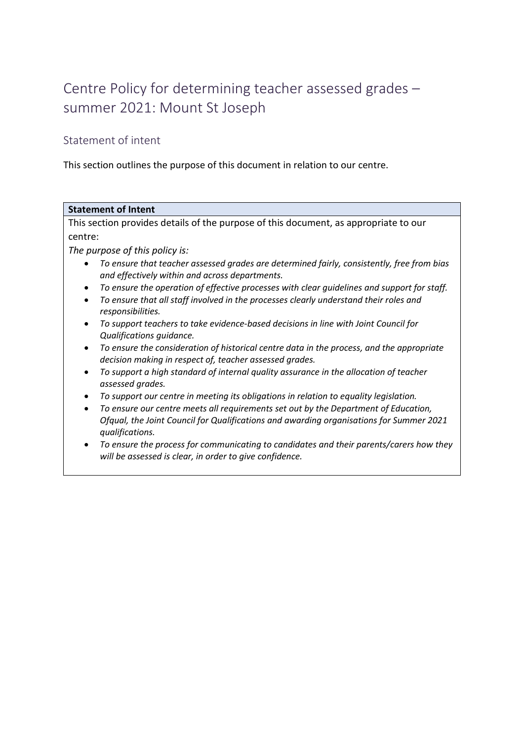# Centre Policy for determining teacher assessed grades – summer 2021: Mount St Joseph

## Statement of intent

This section outlines the purpose of this document in relation to our centre.

| **Statement of Intent** |
|---|
| This section provides details of the purpose of this document, as appropriate to our centre:<br>*The purpose of this policy is:*<br>• *To ensure that teacher assessed grades are determined fairly, consistently, free from bias and effectively within and across departments.*<br>• *To ensure the operation of effective processes with clear guidelines and support for staff.*<br>• *To ensure that all staff involved in the processes clearly understand their roles and responsibilities.*<br>• *To support teachers to take evidence-based decisions in line with Joint Council for Qualifications guidance.*<br>• *To ensure the consideration of historical centre data in the process, and the appropriate decision making in respect of, teacher assessed grades.*<br>• *To support a high standard of internal quality assurance in the allocation of teacher assessed grades.*<br>• *To support our centre in meeting its obligations in relation to equality legislation.*<br>• *To ensure our centre meets all requirements set out by the Department of Education, Ofqual, the Joint Council for Qualifications and awarding organisations for Summer 2021 qualifications.*<br>• *To ensure the process for communicating to candidates and their parents/carers how they will be assessed is clear, in order to give confidence.* |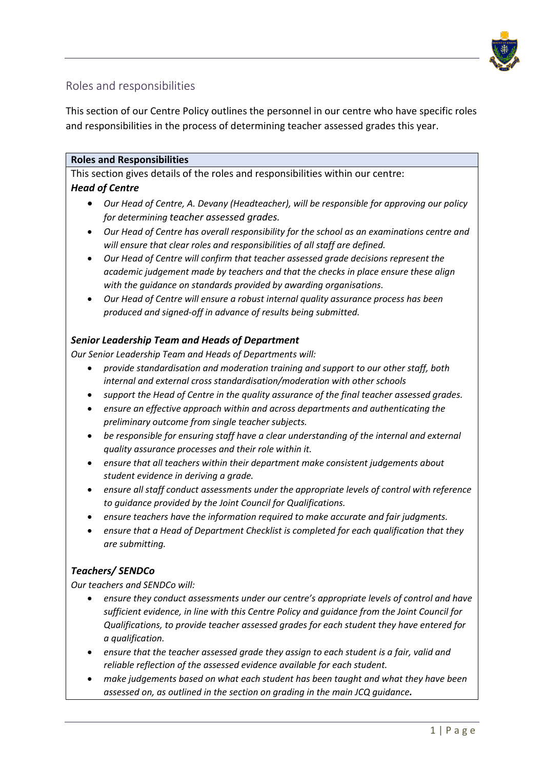## Roles and responsibilities

This section of our Centre Policy outlines the personnel in our centre who have specific roles and responsibilities in the process of determining teacher assessed grades this year.

**Roles and Responsibilities**

This section gives details of the roles and responsibilities within our centre:

***Head of Centre***

- *Our Head of Centre, A. Devany (Headteacher), will be responsible for approving our policy for determining teacher assessed grades.*
- *Our Head of Centre has overall responsibility for the school as an examinations centre and will ensure that clear roles and responsibilities of all staff are defined.*
- *Our Head of Centre will confirm that teacher assessed grade decisions represent the academic judgement made by teachers and that the checks in place ensure these align with the guidance on standards provided by awarding organisations.*
- *Our Head of Centre will ensure a robust internal quality assurance process has been produced and signed-off in advance of results being submitted.*

***Senior Leadership Team and Heads of Department***

*Our Senior Leadership Team and Heads of Departments will:*

- *provide standardisation and moderation training and support to our other staff, both internal and external cross standardisation/moderation with other schools*
- *support the Head of Centre in the quality assurance of the final teacher assessed grades.*
- *ensure an effective approach within and across departments and authenticating the preliminary outcome from single teacher subjects.*
- *be responsible for ensuring staff have a clear understanding of the internal and external quality assurance processes and their role within it.*
- *ensure that all teachers within their department make consistent judgements about student evidence in deriving a grade.*
- *ensure all staff conduct assessments under the appropriate levels of control with reference to guidance provided by the Joint Council for Qualifications.*
- *ensure teachers have the information required to make accurate and fair judgments.*
- *ensure that a Head of Department Checklist is completed for each qualification that they are submitting.*

***Teachers/ SENDCo***

*Our teachers and SENDCo will:*

- *ensure they conduct assessments under our centre's appropriate levels of control and have sufficient evidence, in line with this Centre Policy and guidance from the Joint Council for Qualifications, to provide teacher assessed grades for each student they have entered for a qualification.*
- *ensure that the teacher assessed grade they assign to each student is a fair, valid and reliable reflection of the assessed evidence available for each student.*
- *make judgements based on what each student has been taught and what they have been assessed on, as outlined in the section on grading in the main JCQ guidance.*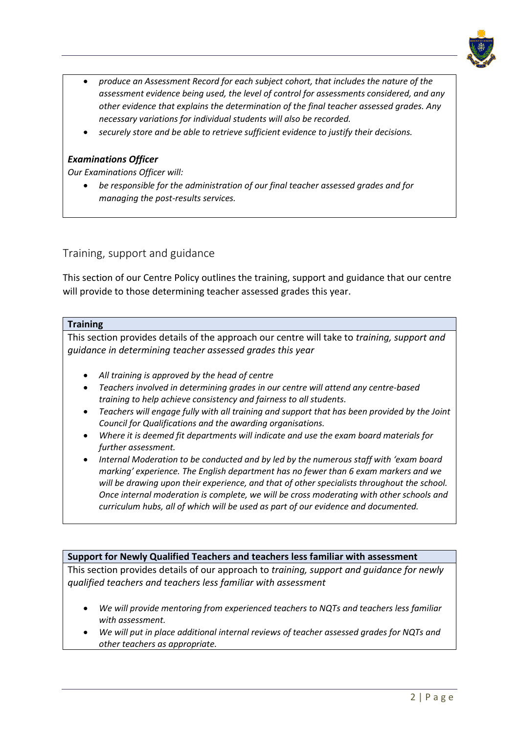- *produce an Assessment Record for each subject cohort, that includes the nature of the assessment evidence being used, the level of control for assessments considered, and any other evidence that explains the determination of the final teacher assessed grades. Any necessary variations for individual students will also be recorded.*
- *securely store and be able to retrieve sufficient evidence to justify their decisions.*

***Examinations Officer***

*Our Examinations Officer will:*

- *be responsible for the administration of our final teacher assessed grades and for managing the post-results services.*

## Training, support and guidance

This section of our Centre Policy outlines the training, support and guidance that our centre will provide to those determining teacher assessed grades this year.

**Training**

This section provides details of the approach our centre will take to *training, support and guidance in determining teacher assessed grades this year*

- *All training is approved by the head of centre*
- *Teachers involved in determining grades in our centre will attend any centre-based training to help achieve consistency and fairness to all students.*
- *Teachers will engage fully with all training and support that has been provided by the Joint Council for Qualifications and the awarding organisations.*
- *Where it is deemed fit departments will indicate and use the exam board materials for further assessment.*
- *Internal Moderation to be conducted and by led by the numerous staff with 'exam board marking' experience. The English department has no fewer than 6 exam markers and we will be drawing upon their experience, and that of other specialists throughout the school. Once internal moderation is complete, we will be cross moderating with other schools and curriculum hubs, all of which will be used as part of our evidence and documented.*

**Support for Newly Qualified Teachers and teachers less familiar with assessment**

This section provides details of our approach to *training, support and guidance for newly qualified teachers and teachers less familiar with assessment*

- *We will provide mentoring from experienced teachers to NQTs and teachers less familiar with assessment.*
- *We will put in place additional internal reviews of teacher assessed grades for NQTs and other teachers as appropriate.*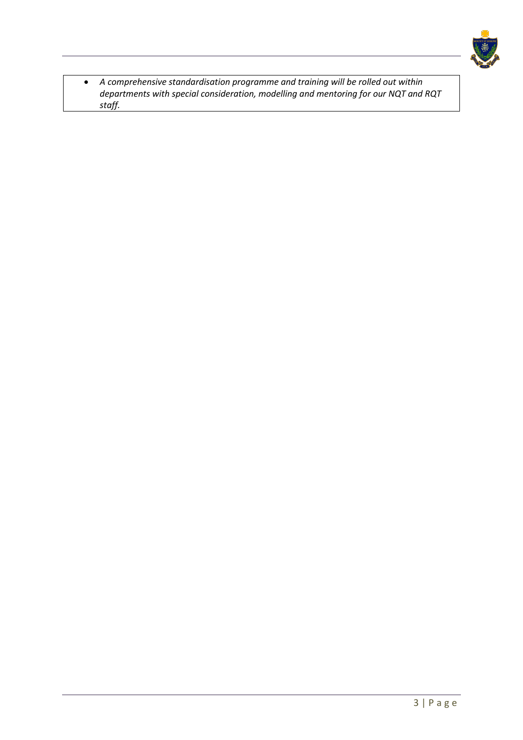- *A comprehensive standardisation programme and training will be rolled out within departments with special consideration, modelling and mentoring for our NQT and RQT staff.*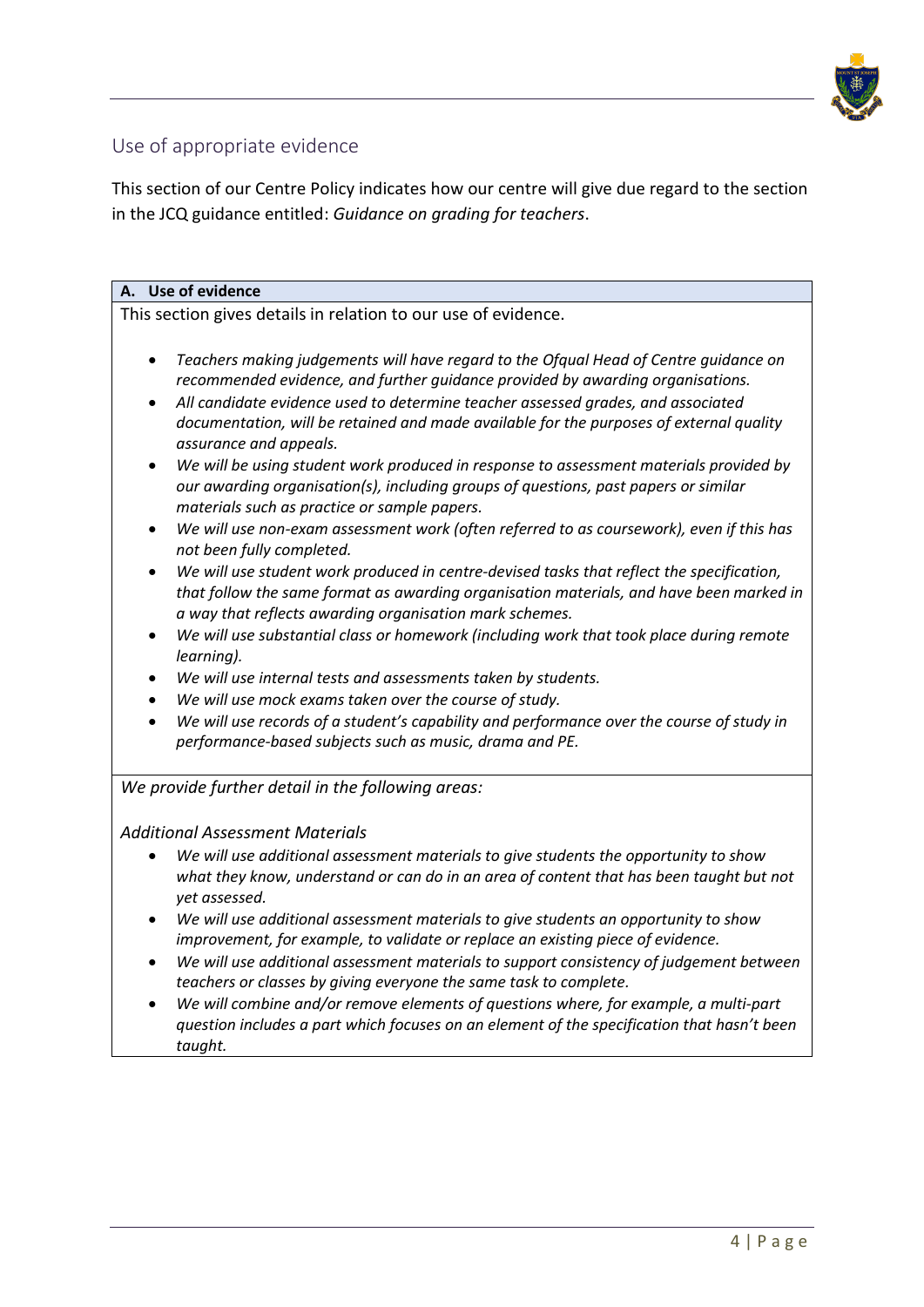## Use of appropriate evidence

This section of our Centre Policy indicates how our centre will give due regard to the section in the JCQ guidance entitled: *Guidance on grading for teachers*.

### A. Use of evidence

This section gives details in relation to our use of evidence.

- *Teachers making judgements will have regard to the Ofqual Head of Centre guidance on recommended evidence, and further guidance provided by awarding organisations.*
- *All candidate evidence used to determine teacher assessed grades, and associated documentation, will be retained and made available for the purposes of external quality assurance and appeals.*
- *We will be using student work produced in response to assessment materials provided by our awarding organisation(s), including groups of questions, past papers or similar materials such as practice or sample papers.*
- *We will use non-exam assessment work (often referred to as coursework), even if this has not been fully completed.*
- *We will use student work produced in centre-devised tasks that reflect the specification, that follow the same format as awarding organisation materials, and have been marked in a way that reflects awarding organisation mark schemes.*
- *We will use substantial class or homework (including work that took place during remote learning).*
- *We will use internal tests and assessments taken by students.*
- *We will use mock exams taken over the course of study.*
- *We will use records of a student's capability and performance over the course of study in performance-based subjects such as music, drama and PE.*

*We provide further detail in the following areas:*

*Additional Assessment Materials*

- *We will use additional assessment materials to give students the opportunity to show what they know, understand or can do in an area of content that has been taught but not yet assessed.*
- *We will use additional assessment materials to give students an opportunity to show improvement, for example, to validate or replace an existing piece of evidence.*
- *We will use additional assessment materials to support consistency of judgement between teachers or classes by giving everyone the same task to complete.*
- *We will combine and/or remove elements of questions where, for example, a multi-part question includes a part which focuses on an element of the specification that hasn't been taught.*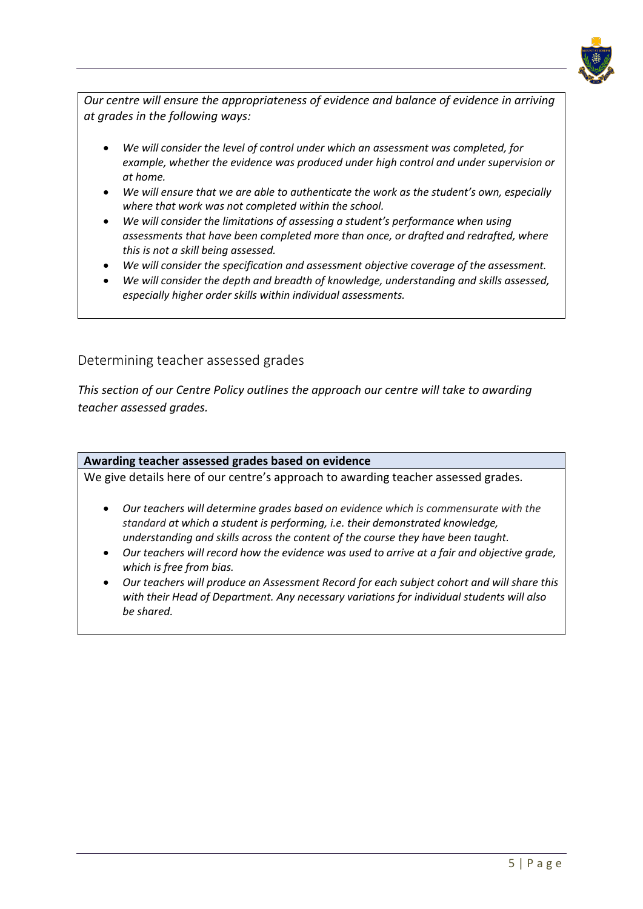*Our centre will ensure the appropriateness of evidence and balance of evidence in arriving at grades in the following ways:*

- *We will consider the level of control under which an assessment was completed, for example, whether the evidence was produced under high control and under supervision or at home.*
- *We will ensure that we are able to authenticate the work as the student's own, especially where that work was not completed within the school.*
- *We will consider the limitations of assessing a student's performance when using assessments that have been completed more than once, or drafted and redrafted, where this is not a skill being assessed.*
- *We will consider the specification and assessment objective coverage of the assessment.*
- *We will consider the depth and breadth of knowledge, understanding and skills assessed, especially higher order skills within individual assessments.*

## Determining teacher assessed grades

*This section of our Centre Policy outlines the approach our centre will take to awarding teacher assessed grades.*

**Awarding teacher assessed grades based on evidence**

We give details here of our centre's approach to awarding teacher assessed grades.

- *Our teachers will determine grades based on evidence which is commensurate with the standard at which a student is performing, i.e. their demonstrated knowledge, understanding and skills across the content of the course they have been taught.*
- *Our teachers will record how the evidence was used to arrive at a fair and objective grade, which is free from bias.*
- *Our teachers will produce an Assessment Record for each subject cohort and will share this with their Head of Department. Any necessary variations for individual students will also be shared.*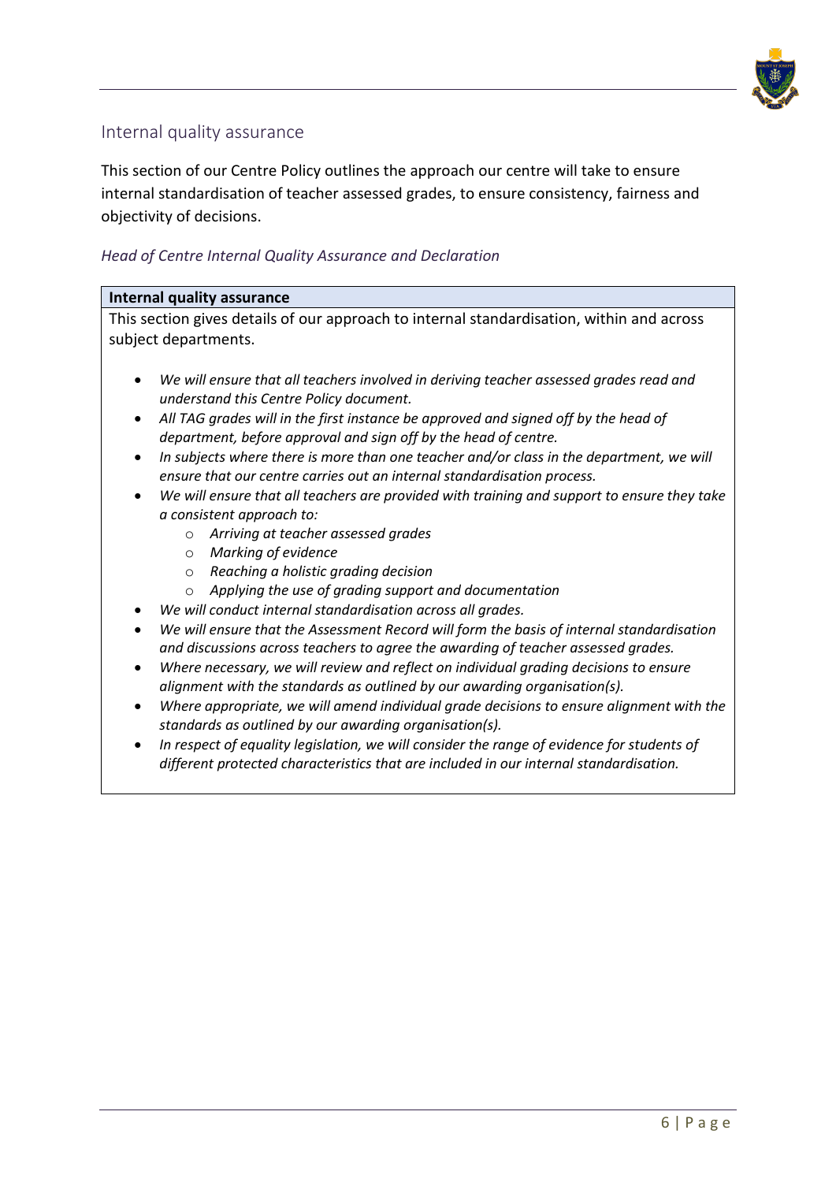## Internal quality assurance

This section of our Centre Policy outlines the approach our centre will take to ensure internal standardisation of teacher assessed grades, to ensure consistency, fairness and objectivity of decisions.

*Head of Centre Internal Quality Assurance and Declaration*

**Internal quality assurance**

This section gives details of our approach to internal standardisation, within and across subject departments.

- *We will ensure that all teachers involved in deriving teacher assessed grades read and understand this Centre Policy document.*
- *All TAG grades will in the first instance be approved and signed off by the head of department, before approval and sign off by the head of centre.*
- *In subjects where there is more than one teacher and/or class in the department, we will ensure that our centre carries out an internal standardisation process.*
- *We will ensure that all teachers are provided with training and support to ensure they take a consistent approach to:*
    - *Arriving at teacher assessed grades*
    - *Marking of evidence*
    - *Reaching a holistic grading decision*
    - *Applying the use of grading support and documentation*
- *We will conduct internal standardisation across all grades.*
- *We will ensure that the Assessment Record will form the basis of internal standardisation and discussions across teachers to agree the awarding of teacher assessed grades.*
- *Where necessary, we will review and reflect on individual grading decisions to ensure alignment with the standards as outlined by our awarding organisation(s).*
- *Where appropriate, we will amend individual grade decisions to ensure alignment with the standards as outlined by our awarding organisation(s).*
- *In respect of equality legislation, we will consider the range of evidence for students of different protected characteristics that are included in our internal standardisation.*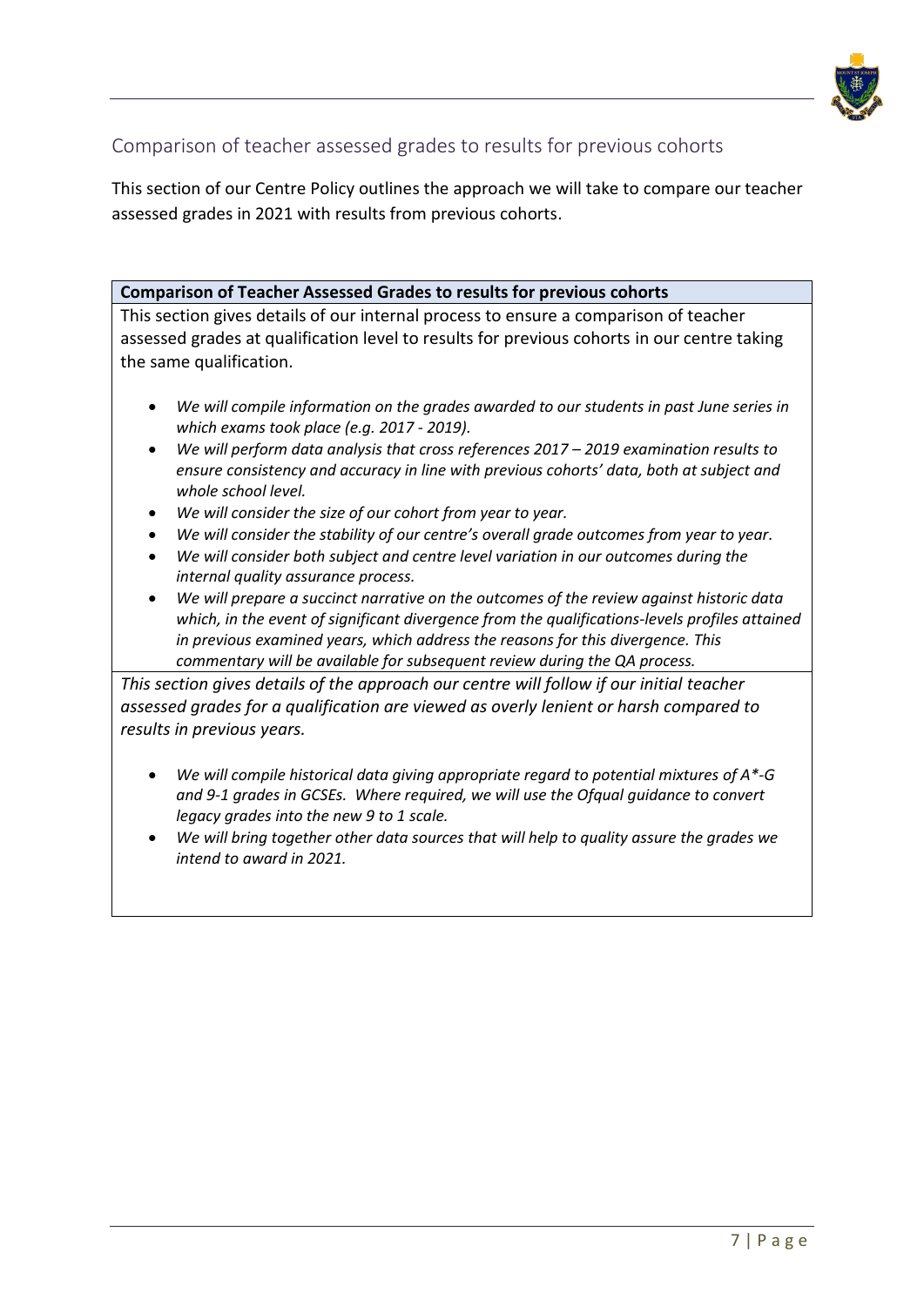## Comparison of teacher assessed grades to results for previous cohorts

This section of our Centre Policy outlines the approach we will take to compare our teacher assessed grades in 2021 with results from previous cohorts.

| **Comparison of Teacher Assessed Grades to results for previous cohorts** |
|---|
| This section gives details of our internal process to ensure a comparison of teacher assessed grades at qualification level to results for previous cohorts in our centre taking the same qualification.<br><br>• *We will compile information on the grades awarded to our students in past June series in which exams took place (e.g. 2017 - 2019).*<br>• *We will perform data analysis that cross references 2017 – 2019 examination results to ensure consistency and accuracy in line with previous cohorts' data, both at subject and whole school level.*<br>• *We will consider the size of our cohort from year to year.*<br>• *We will consider the stability of our centre's overall grade outcomes from year to year.*<br>• *We will consider both subject and centre level variation in our outcomes during the internal quality assurance process.*<br>• *We will prepare a succinct narrative on the outcomes of the review against historic data which, in the event of significant divergence from the qualifications-levels profiles attained in previous examined years, which address the reasons for this divergence. This commentary will be available for subsequent review during the QA process.* |
| *This section gives details of the approach our centre will follow if our initial teacher assessed grades for a qualification are viewed as overly lenient or harsh compared to results in previous years.*<br><br>• *We will compile historical data giving appropriate regard to potential mixtures of A*-G and 9-1 grades in GCSEs. Where required, we will use the Ofqual guidance to convert legacy grades into the new 9 to 1 scale.*<br>• *We will bring together other data sources that will help to quality assure the grades we intend to award in 2021.* |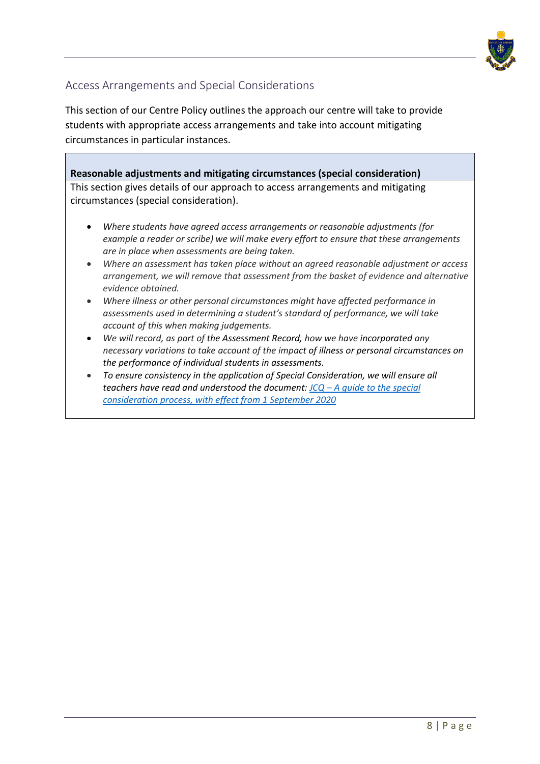## Access Arrangements and Special Considerations

This section of our Centre Policy outlines the approach our centre will take to provide students with appropriate access arrangements and take into account mitigating circumstances in particular instances.

**Reasonable adjustments and mitigating circumstances (special consideration)**

This section gives details of our approach to access arrangements and mitigating circumstances (special consideration).

- *Where students have agreed access arrangements or reasonable adjustments (for example a reader or scribe) we will make every effort to ensure that these arrangements are in place when assessments are being taken.*
- *Where an assessment has taken place without an agreed reasonable adjustment or access arrangement, we will remove that assessment from the basket of evidence and alternative evidence obtained.*
- *Where illness or other personal circumstances might have affected performance in assessments used in determining a student's standard of performance, we will take account of this when making judgements.*
- *We will record, as part of the Assessment Record, how we have incorporated any necessary variations to take account of the impact of illness or personal circumstances on the performance of individual students in assessments.*
- *To ensure consistency in the application of Special Consideration, we will ensure all teachers have read and understood the document: JCQ – A guide to the special consideration process, with effect from 1 September 2020*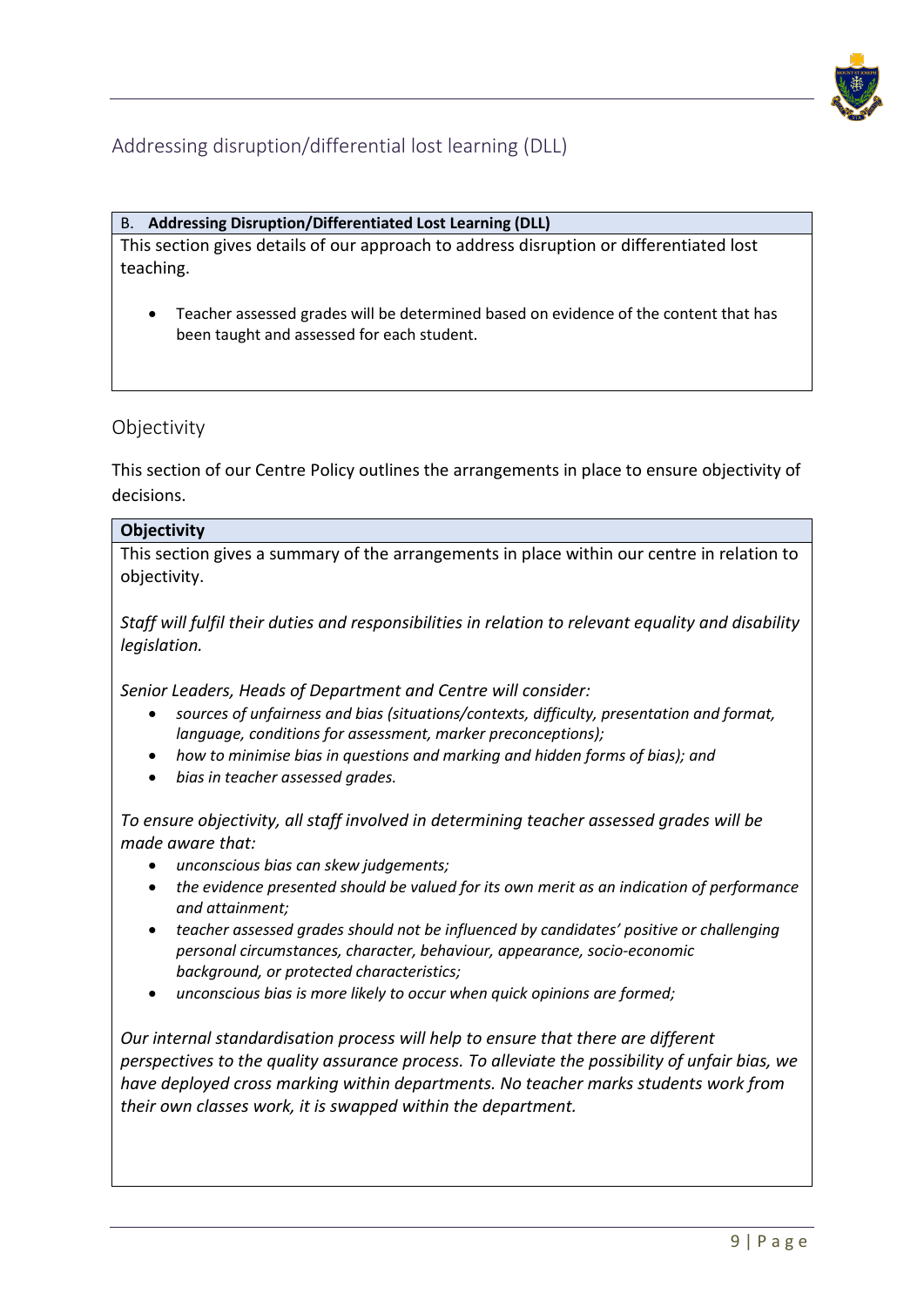## Addressing disruption/differential lost learning (DLL)

| B. **Addressing Disruption/Differentiated Lost Learning (DLL)** |
|---|
| This section gives details of our approach to address disruption or differentiated lost teaching.<br><br>• Teacher assessed grades will be determined based on evidence of the content that has been taught and assessed for each student. |

## Objectivity

This section of our Centre Policy outlines the arrangements in place to ensure objectivity of decisions.

**Objectivity**

This section gives a summary of the arrangements in place within our centre in relation to objectivity.

*Staff will fulfil their duties and responsibilities in relation to relevant equality and disability legislation.*

*Senior Leaders, Heads of Department and Centre will consider:*

- *sources of unfairness and bias (situations/contexts, difficulty, presentation and format, language, conditions for assessment, marker preconceptions);*
- *how to minimise bias in questions and marking and hidden forms of bias); and*
- *bias in teacher assessed grades.*

*To ensure objectivity, all staff involved in determining teacher assessed grades will be made aware that:*

- *unconscious bias can skew judgements;*
- *the evidence presented should be valued for its own merit as an indication of performance and attainment;*
- *teacher assessed grades should not be influenced by candidates' positive or challenging personal circumstances, character, behaviour, appearance, socio-economic background, or protected characteristics;*
- *unconscious bias is more likely to occur when quick opinions are formed;*

*Our internal standardisation process will help to ensure that there are different perspectives to the quality assurance process. To alleviate the possibility of unfair bias, we have deployed cross marking within departments. No teacher marks students work from their own classes work, it is swapped within the department.*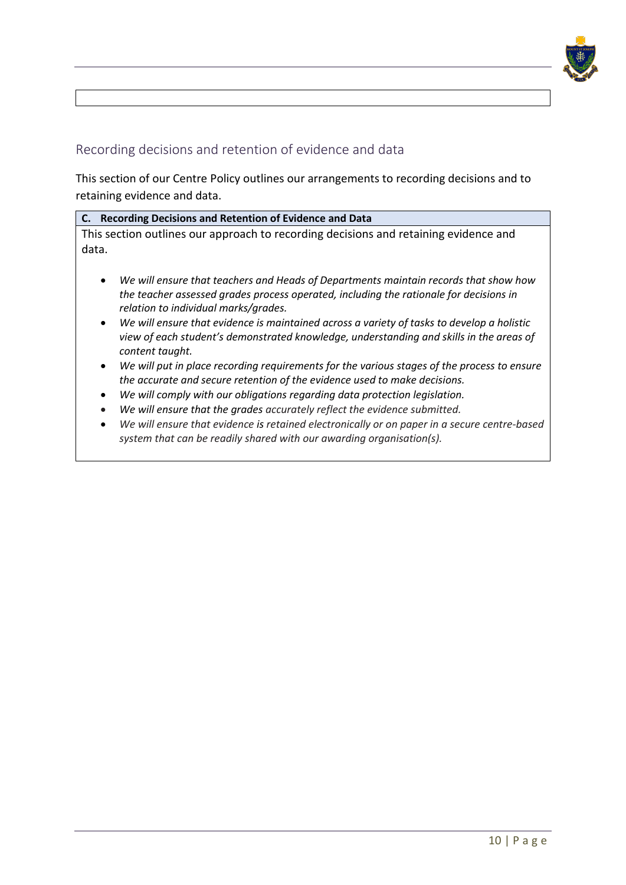## Recording decisions and retention of evidence and data

This section of our Centre Policy outlines our arrangements to recording decisions and to retaining evidence and data.

| **C. Recording Decisions and Retention of Evidence and Data** |
|---|
| This section outlines our approach to recording decisions and retaining evidence and data.<br><br>• *We will ensure that teachers and Heads of Departments maintain records that show how the teacher assessed grades process operated, including the rationale for decisions in relation to individual marks/grades.*<br>• *We will ensure that evidence is maintained across a variety of tasks to develop a holistic view of each student's demonstrated knowledge, understanding and skills in the areas of content taught.*<br>• *We will put in place recording requirements for the various stages of the process to ensure the accurate and secure retention of the evidence used to make decisions.*<br>• *We will comply with our obligations regarding data protection legislation.*<br>• *We will ensure that the grades accurately reflect the evidence submitted.*<br>• *We will ensure that evidence is retained electronically or on paper in a secure centre-based system that can be readily shared with our awarding organisation(s).* |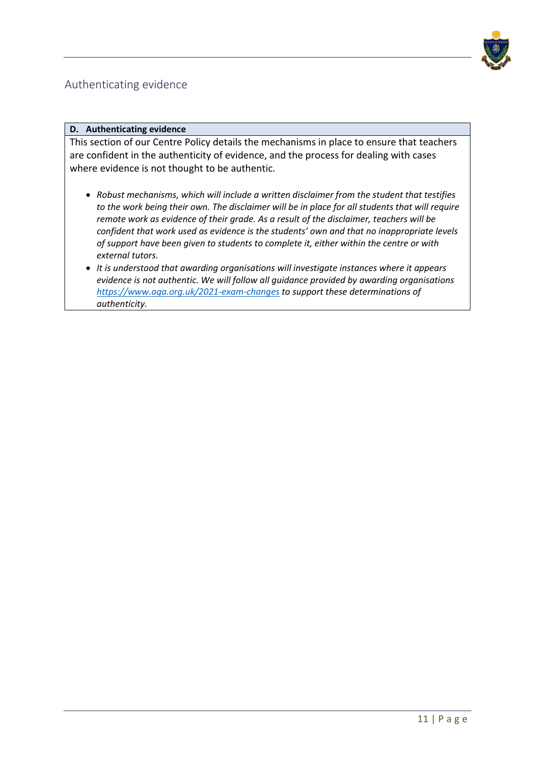## Authenticating evidence

**D. Authenticating evidence**

This section of our Centre Policy details the mechanisms in place to ensure that teachers are confident in the authenticity of evidence, and the process for dealing with cases where evidence is not thought to be authentic.

- *Robust mechanisms, which will include a written disclaimer from the student that testifies to the work being their own. The disclaimer will be in place for all students that will require remote work as evidence of their grade. As a result of the disclaimer, teachers will be confident that work used as evidence is the students' own and that no inappropriate levels of support have been given to students to complete it, either within the centre or with external tutors.*
- *It is understood that awarding organisations will investigate instances where it appears evidence is not authentic. We will follow all guidance provided by awarding organisations [https://www.aqa.org.uk/2021-exam-changes](https://www.aqa.org.uk/2021-exam-changes) to support these determinations of authenticity.*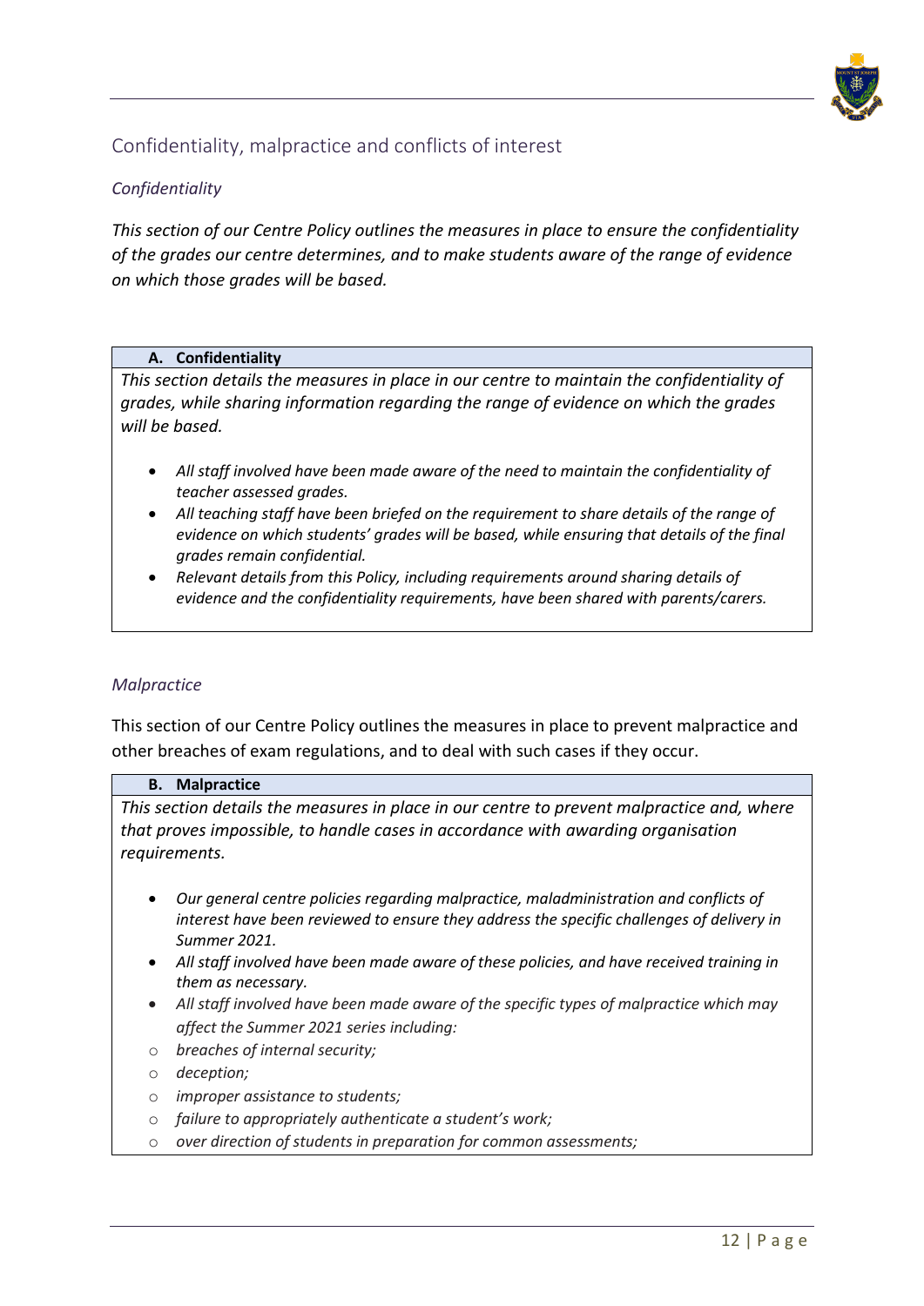## Confidentiality, malpractice and conflicts of interest

### *Confidentiality*

*This section of our Centre Policy outlines the measures in place to ensure the confidentiality of the grades our centre determines, and to make students aware of the range of evidence on which those grades will be based.*

| **A. Confidentiality** |
|---|
| *This section details the measures in place in our centre to maintain the confidentiality of grades, while sharing information regarding the range of evidence on which the grades will be based.*<br><br>• *All staff involved have been made aware of the need to maintain the confidentiality of teacher assessed grades.*<br>• *All teaching staff have been briefed on the requirement to share details of the range of evidence on which students' grades will be based, while ensuring that details of the final grades remain confidential.*<br>• *Relevant details from this Policy, including requirements around sharing details of evidence and the confidentiality requirements, have been shared with parents/carers.* |

### *Malpractice*

This section of our Centre Policy outlines the measures in place to prevent malpractice and other breaches of exam regulations, and to deal with such cases if they occur.

| **B. Malpractice** |
|---|
| *This section details the measures in place in our centre to prevent malpractice and, where that proves impossible, to handle cases in accordance with awarding organisation requirements.*<br><br>• *Our general centre policies regarding malpractice, maladministration and conflicts of interest have been reviewed to ensure they address the specific challenges of delivery in Summer 2021.*<br>• *All staff involved have been made aware of these policies, and have received training in them as necessary.*<br>• *All staff involved have been made aware of the specific types of malpractice which may affect the Summer 2021 series including:*<br>○ *breaches of internal security;*<br>○ *deception;*<br>○ *improper assistance to students;*<br>○ *failure to appropriately authenticate a student's work;*<br>○ *over direction of students in preparation for common assessments;* |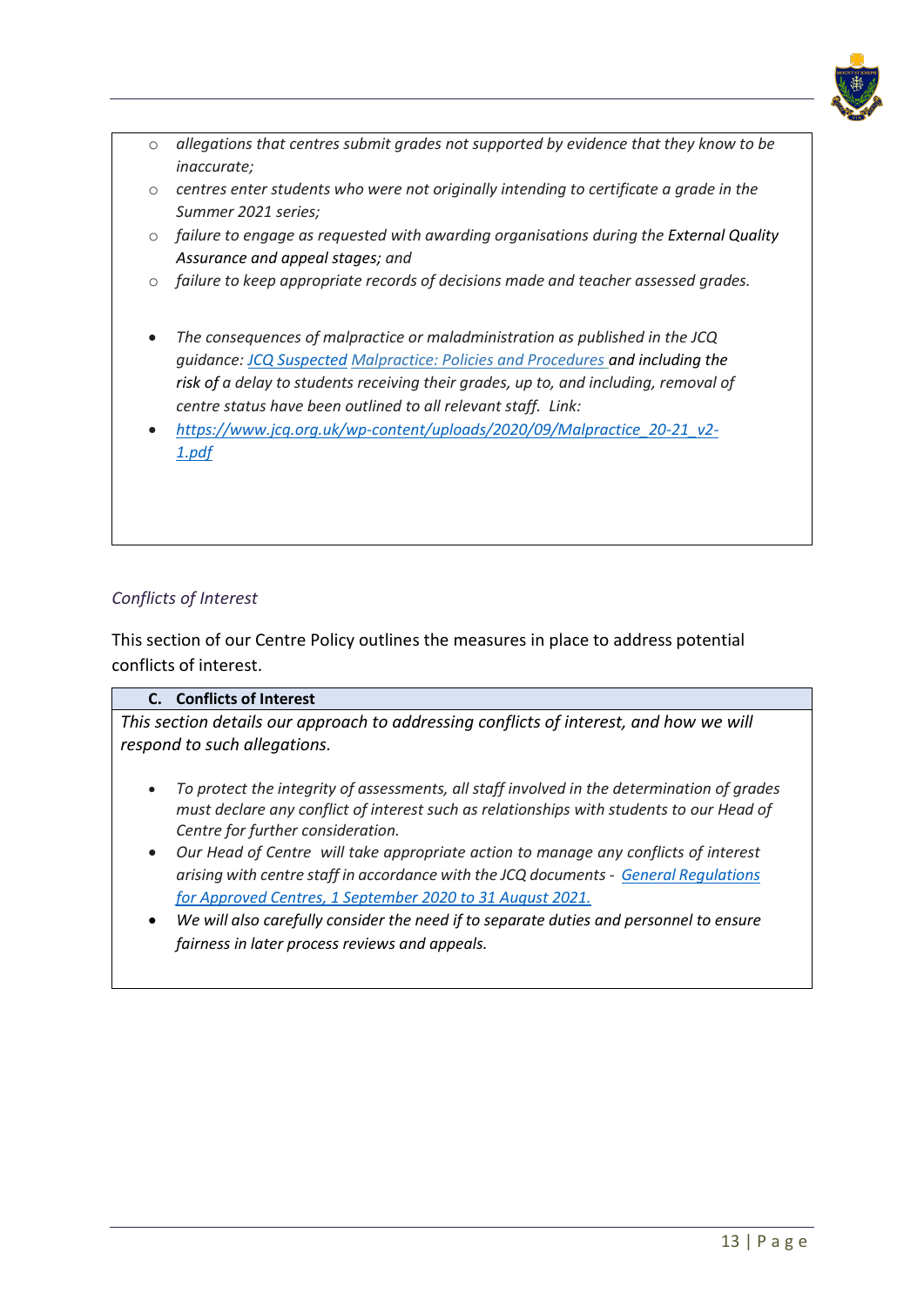- *allegations that centres submit grades not supported by evidence that they know to be inaccurate;*
- *centres enter students who were not originally intending to certificate a grade in the Summer 2021 series;*
- *failure to engage as requested with awarding organisations during the External Quality Assurance and appeal stages; and*
- *failure to keep appropriate records of decisions made and teacher assessed grades.*

- *The consequences of malpractice or maladministration as published in the JCQ guidance: [JCQ Suspected Malpractice: Policies and Procedures](https://www.jcq.org.uk/wp-content/uploads/2020/09/Malpractice_20-21_v2-1.pdf) and including the risk of a delay to students receiving their grades, up to, and including, removal of centre status have been outlined to all relevant staff. Link:*
- *https://www.jcq.org.uk/wp-content/uploads/2020/09/Malpractice_20-21_v2-1.pdf*

*Conflicts of Interest*

This section of our Centre Policy outlines the measures in place to address potential conflicts of interest.

**C. Conflicts of Interest**

*This section details our approach to addressing conflicts of interest, and how we will respond to such allegations.*

- *To protect the integrity of assessments, all staff involved in the determination of grades must declare any conflict of interest such as relationships with students to our Head of Centre for further consideration.*
- *Our Head of Centre will take appropriate action to manage any conflicts of interest arising with centre staff in accordance with the JCQ documents - General Regulations for Approved Centres, 1 September 2020 to 31 August 2021.*
- *We will also carefully consider the need if to separate duties and personnel to ensure fairness in later process reviews and appeals.*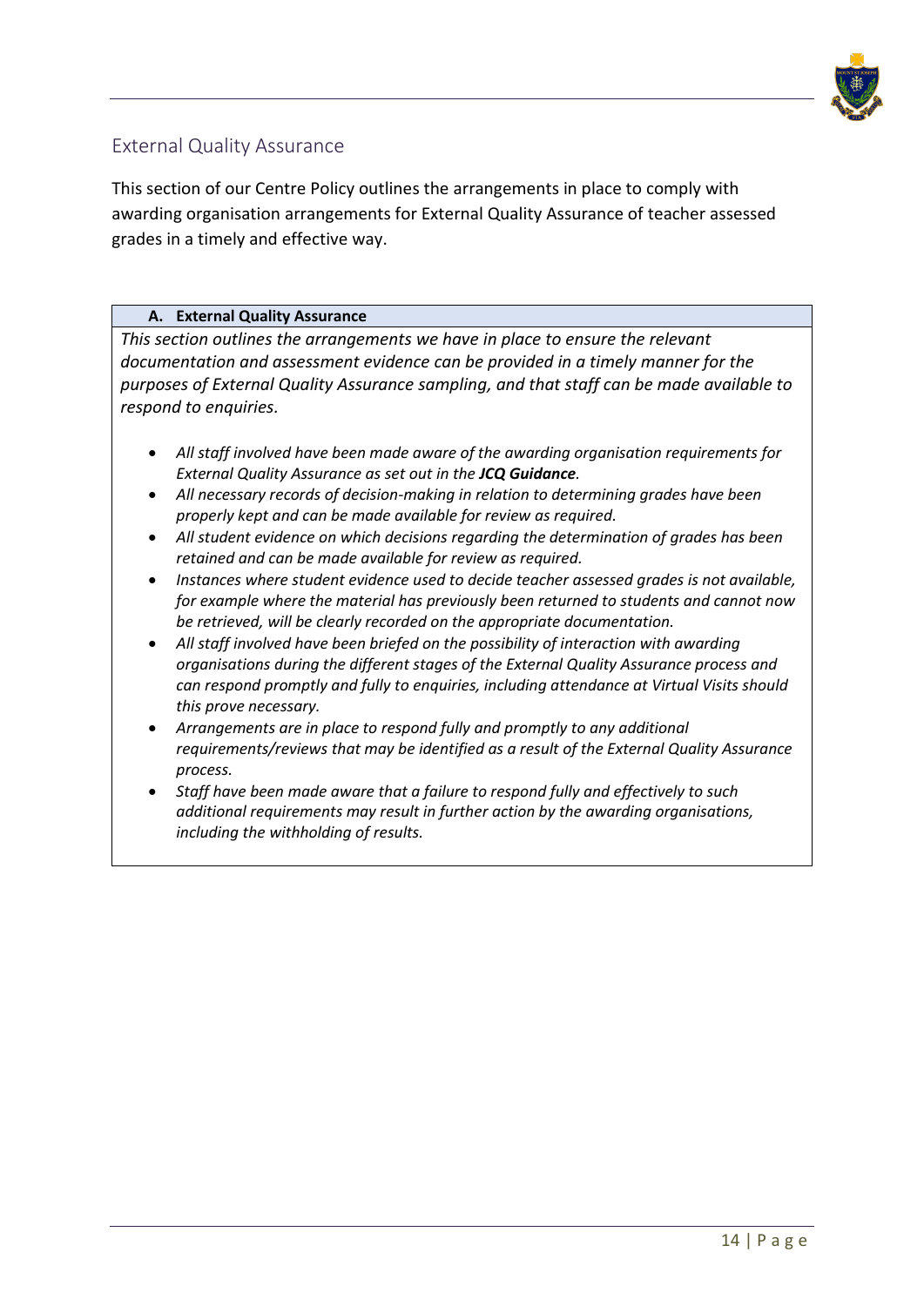## External Quality Assurance

This section of our Centre Policy outlines the arrangements in place to comply with awarding organisation arrangements for External Quality Assurance of teacher assessed grades in a timely and effective way.

### A. External Quality Assurance

*This section outlines the arrangements we have in place to ensure the relevant documentation and assessment evidence can be provided in a timely manner for the purposes of External Quality Assurance sampling, and that staff can be made available to respond to enquiries.*

- *All staff involved have been made aware of the awarding organisation requirements for External Quality Assurance as set out in the* ***JCQ Guidance****.*
- *All necessary records of decision-making in relation to determining grades have been properly kept and can be made available for review as required.*
- *All student evidence on which decisions regarding the determination of grades has been retained and can be made available for review as required.*
- *Instances where student evidence used to decide teacher assessed grades is not available, for example where the material has previously been returned to students and cannot now be retrieved, will be clearly recorded on the appropriate documentation.*
- *All staff involved have been briefed on the possibility of interaction with awarding organisations during the different stages of the External Quality Assurance process and can respond promptly and fully to enquiries, including attendance at Virtual Visits should this prove necessary.*
- *Arrangements are in place to respond fully and promptly to any additional requirements/reviews that may be identified as a result of the External Quality Assurance process.*
- *Staff have been made aware that a failure to respond fully and effectively to such additional requirements may result in further action by the awarding organisations, including the withholding of results.*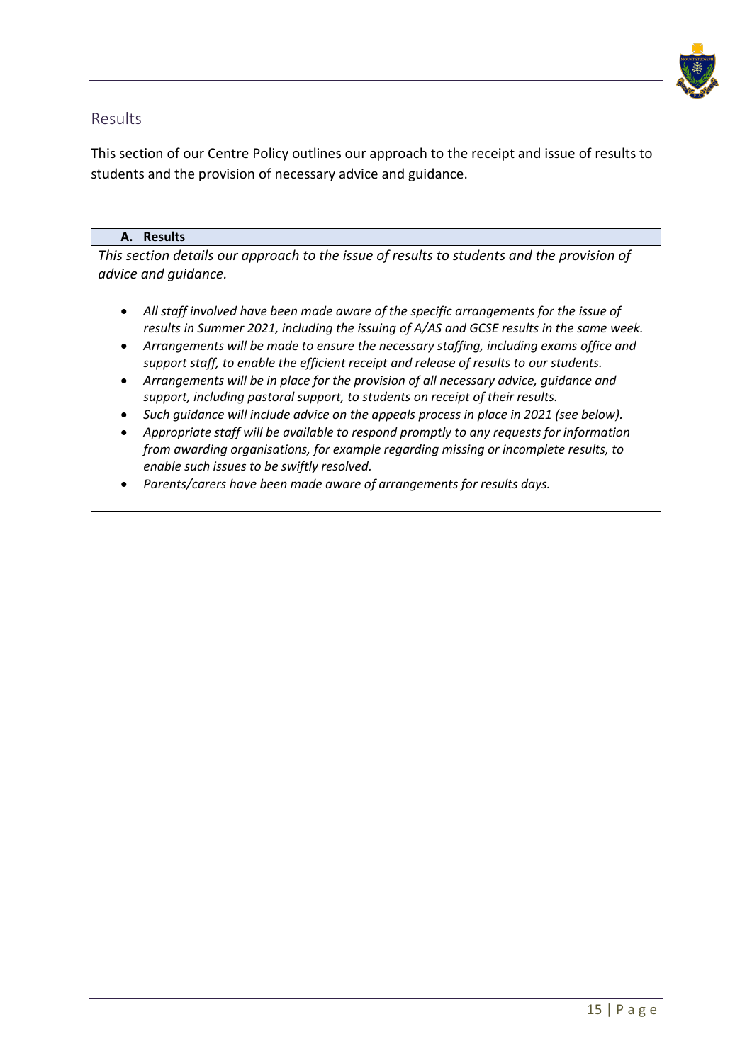## Results

This section of our Centre Policy outlines our approach to the receipt and issue of results to students and the provision of necessary advice and guidance.

### A. Results

*This section details our approach to the issue of results to students and the provision of advice and guidance.*

- *All staff involved have been made aware of the specific arrangements for the issue of results in Summer 2021, including the issuing of A/AS and GCSE results in the same week.*
- *Arrangements will be made to ensure the necessary staffing, including exams office and support staff, to enable the efficient receipt and release of results to our students.*
- *Arrangements will be in place for the provision of all necessary advice, guidance and support, including pastoral support, to students on receipt of their results.*
- *Such guidance will include advice on the appeals process in place in 2021 (see below).*
- *Appropriate staff will be available to respond promptly to any requests for information from awarding organisations, for example regarding missing or incomplete results, to enable such issues to be swiftly resolved.*
- *Parents/carers have been made aware of arrangements for results days.*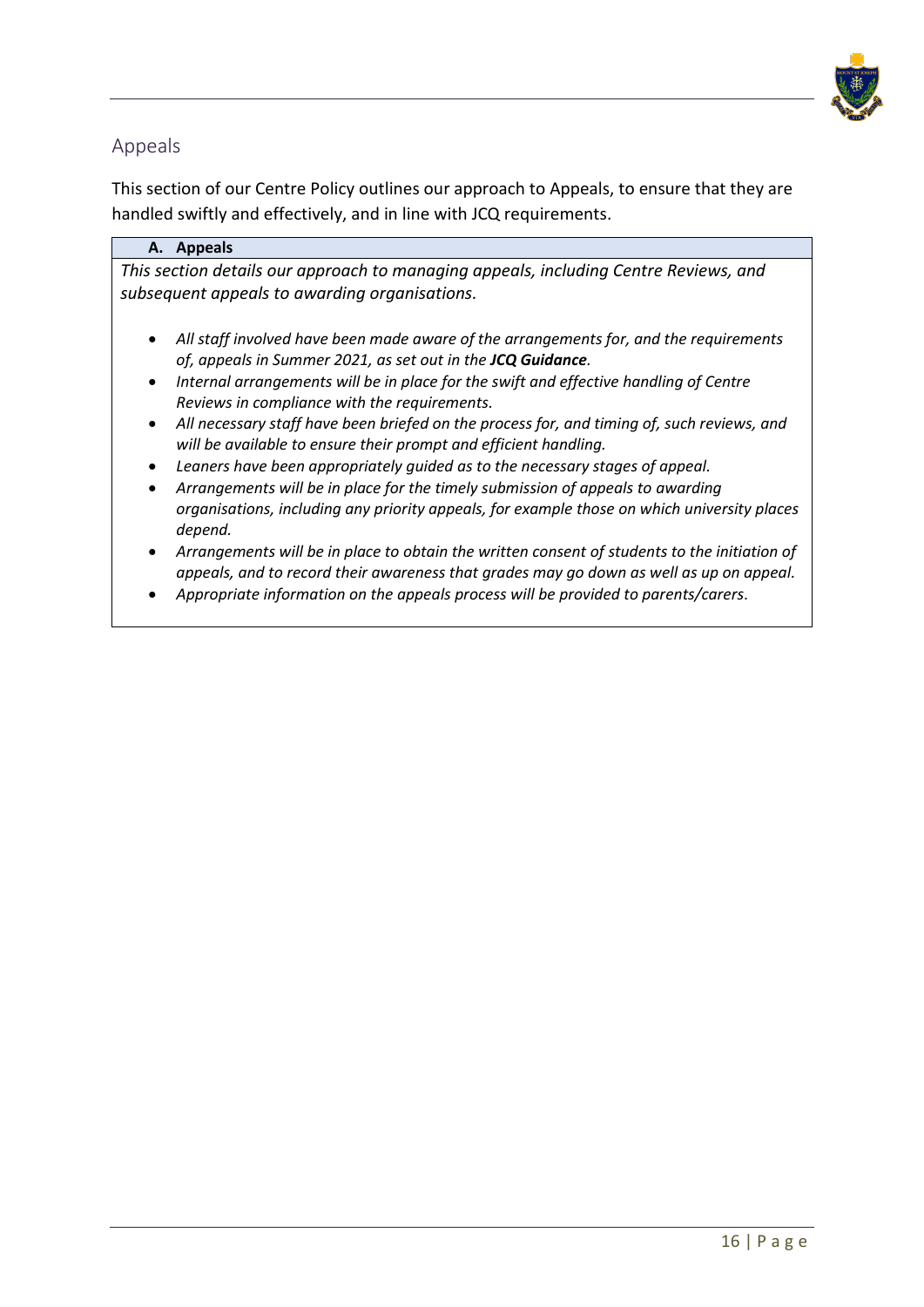## Appeals

This section of our Centre Policy outlines our approach to Appeals, to ensure that they are handled swiftly and effectively, and in line with JCQ requirements.

### A. Appeals

*This section details our approach to managing appeals, including Centre Reviews, and subsequent appeals to awarding organisations.*

- *All staff involved have been made aware of the arrangements for, and the requirements of, appeals in Summer 2021, as set out in the* ***JCQ Guidance****.*
- *Internal arrangements will be in place for the swift and effective handling of Centre Reviews in compliance with the requirements.*
- *All necessary staff have been briefed on the process for, and timing of, such reviews, and will be available to ensure their prompt and efficient handling.*
- *Leaners have been appropriately guided as to the necessary stages of appeal.*
- *Arrangements will be in place for the timely submission of appeals to awarding organisations, including any priority appeals, for example those on which university places depend.*
- *Arrangements will be in place to obtain the written consent of students to the initiation of appeals, and to record their awareness that grades may go down as well as up on appeal.*
- *Appropriate information on the appeals process will be provided to parents/carers.*